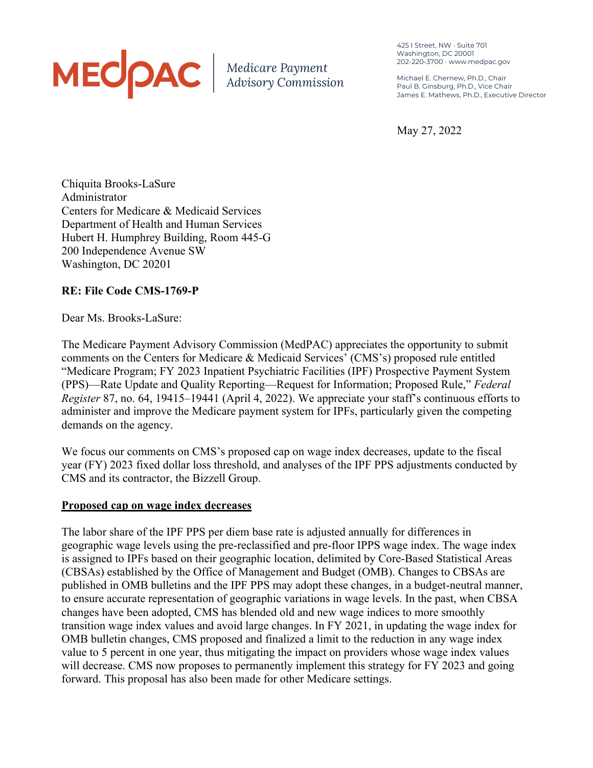MEDPAC | Medicare Payment Advisory Commission

425 I Street, NW • Suite 701
Washington, DC 20001
202-220-3700 • www.medpac.gov

Michael E. Chernew, Ph.D., Chair
Paul B. Ginsburg, Ph.D., Vice Chair
James E. Mathews, Ph.D., Executive Director

May 27, 2022

Chiquita Brooks-LaSure
Administrator
Centers for Medicare & Medicaid Services
Department of Health and Human Services
Hubert H. Humphrey Building, Room 445-G
200 Independence Avenue SW
Washington, DC 20201

**RE: File Code CMS-1769-P**

Dear Ms. Brooks-LaSure:

The Medicare Payment Advisory Commission (MedPAC) appreciates the opportunity to submit comments on the Centers for Medicare & Medicaid Services' (CMS's) proposed rule entitled "Medicare Program; FY 2023 Inpatient Psychiatric Facilities (IPF) Prospective Payment System (PPS)—Rate Update and Quality Reporting—Request for Information; Proposed Rule," *Federal Register* 87, no. 64, 19415–19441 (April 4, 2022). We appreciate your staff's continuous efforts to administer and improve the Medicare payment system for IPFs, particularly given the competing demands on the agency.

We focus our comments on CMS's proposed cap on wage index decreases, update to the fiscal year (FY) 2023 fixed dollar loss threshold, and analyses of the IPF PPS adjustments conducted by CMS and its contractor, the Bizzell Group.

**Proposed cap on wage index decreases**

The labor share of the IPF PPS per diem base rate is adjusted annually for differences in geographic wage levels using the pre-reclassified and pre-floor IPPS wage index. The wage index is assigned to IPFs based on their geographic location, delimited by Core-Based Statistical Areas (CBSAs) established by the Office of Management and Budget (OMB). Changes to CBSAs are published in OMB bulletins and the IPF PPS may adopt these changes, in a budget-neutral manner, to ensure accurate representation of geographic variations in wage levels. In the past, when CBSA changes have been adopted, CMS has blended old and new wage indices to more smoothly transition wage index values and avoid large changes. In FY 2021, in updating the wage index for OMB bulletin changes, CMS proposed and finalized a limit to the reduction in any wage index value to 5 percent in one year, thus mitigating the impact on providers whose wage index values will decrease. CMS now proposes to permanently implement this strategy for FY 2023 and going forward. This proposal has also been made for other Medicare settings.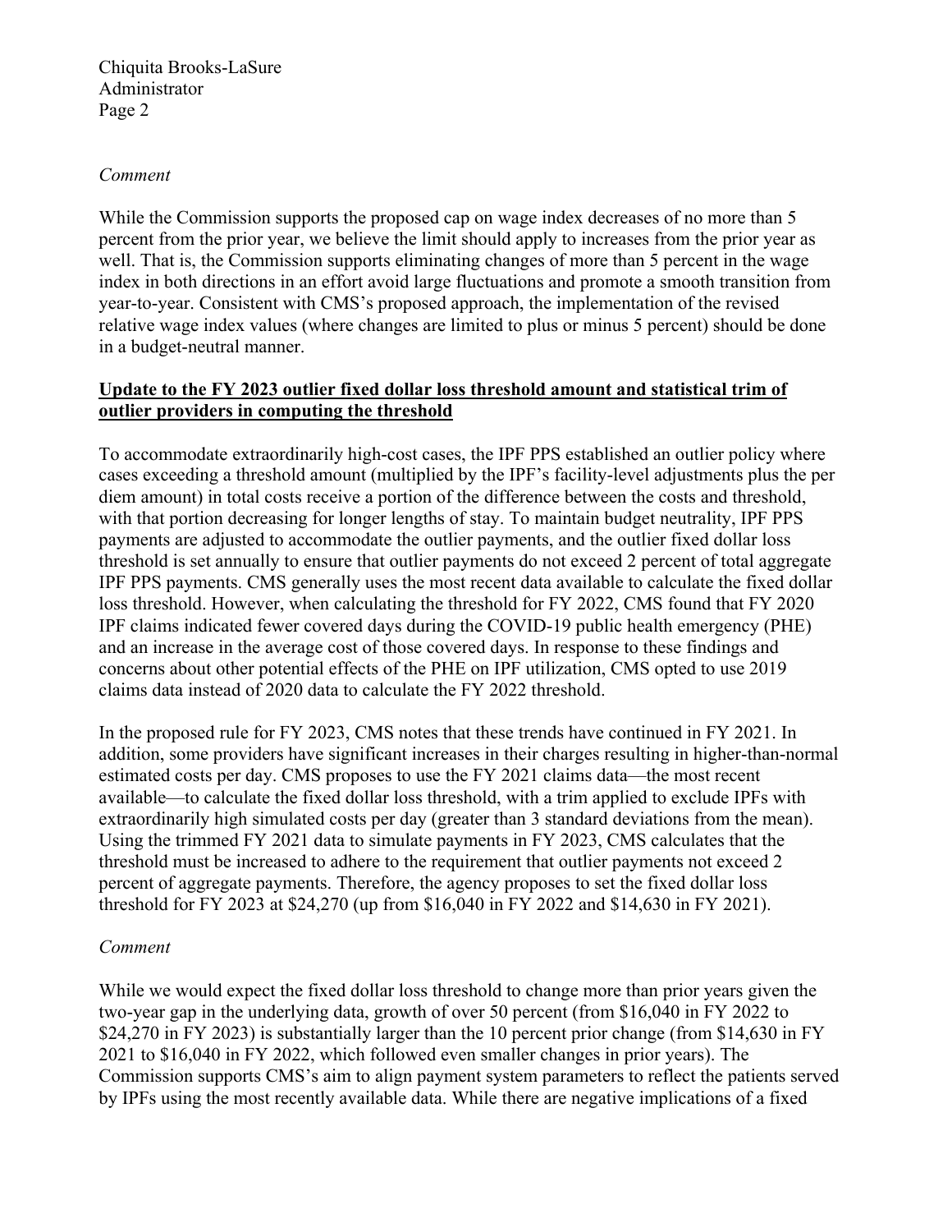*Comment*

While the Commission supports the proposed cap on wage index decreases of no more than 5 percent from the prior year, we believe the limit should apply to increases from the prior year as well. That is, the Commission supports eliminating changes of more than 5 percent in the wage index in both directions in an effort avoid large fluctuations and promote a smooth transition from year-to-year. Consistent with CMS's proposed approach, the implementation of the revised relative wage index values (where changes are limited to plus or minus 5 percent) should be done in a budget-neutral manner.

**Update to the FY 2023 outlier fixed dollar loss threshold amount and statistical trim of outlier providers in computing the threshold**

To accommodate extraordinarily high-cost cases, the IPF PPS established an outlier policy where cases exceeding a threshold amount (multiplied by the IPF's facility-level adjustments plus the per diem amount) in total costs receive a portion of the difference between the costs and threshold, with that portion decreasing for longer lengths of stay. To maintain budget neutrality, IPF PPS payments are adjusted to accommodate the outlier payments, and the outlier fixed dollar loss threshold is set annually to ensure that outlier payments do not exceed 2 percent of total aggregate IPF PPS payments. CMS generally uses the most recent data available to calculate the fixed dollar loss threshold. However, when calculating the threshold for FY 2022, CMS found that FY 2020 IPF claims indicated fewer covered days during the COVID-19 public health emergency (PHE) and an increase in the average cost of those covered days. In response to these findings and concerns about other potential effects of the PHE on IPF utilization, CMS opted to use 2019 claims data instead of 2020 data to calculate the FY 2022 threshold.

In the proposed rule for FY 2023, CMS notes that these trends have continued in FY 2021. In addition, some providers have significant increases in their charges resulting in higher-than-normal estimated costs per day. CMS proposes to use the FY 2021 claims data—the most recent available—to calculate the fixed dollar loss threshold, with a trim applied to exclude IPFs with extraordinarily high simulated costs per day (greater than 3 standard deviations from the mean). Using the trimmed FY 2021 data to simulate payments in FY 2023, CMS calculates that the threshold must be increased to adhere to the requirement that outlier payments not exceed 2 percent of aggregate payments. Therefore, the agency proposes to set the fixed dollar loss threshold for FY 2023 at $24,270 (up from $16,040 in FY 2022 and $14,630 in FY 2021).

*Comment*

While we would expect the fixed dollar loss threshold to change more than prior years given the two-year gap in the underlying data, growth of over 50 percent (from $16,040 in FY 2022 to $24,270 in FY 2023) is substantially larger than the 10 percent prior change (from $14,630 in FY 2021 to $16,040 in FY 2022, which followed even smaller changes in prior years). The Commission supports CMS's aim to align payment system parameters to reflect the patients served by IPFs using the most recently available data. While there are negative implications of a fixed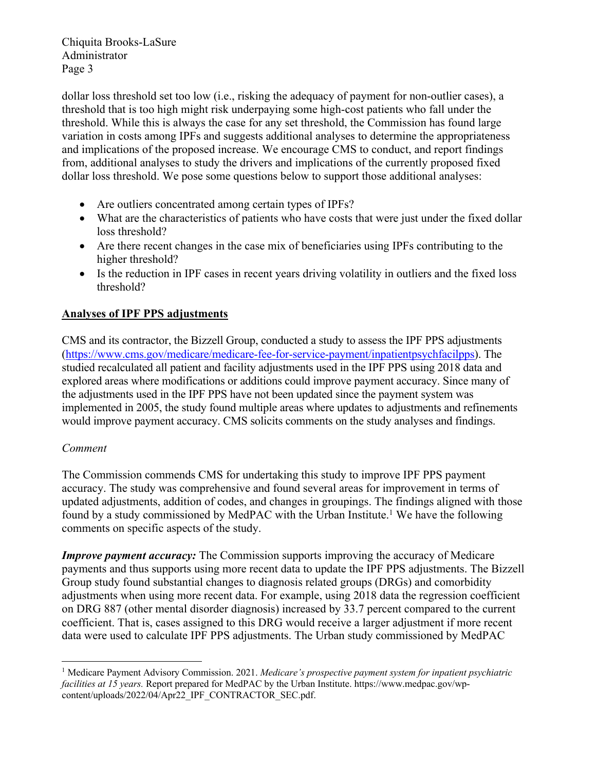dollar loss threshold set too low (i.e., risking the adequacy of payment for non-outlier cases), a threshold that is too high might risk underpaying some high-cost patients who fall under the threshold. While this is always the case for any set threshold, the Commission has found large variation in costs among IPFs and suggests additional analyses to determine the appropriateness and implications of the proposed increase. We encourage CMS to conduct, and report findings from, additional analyses to study the drivers and implications of the currently proposed fixed dollar loss threshold. We pose some questions below to support those additional analyses:

- Are outliers concentrated among certain types of IPFs?
- What are the characteristics of patients who have costs that were just under the fixed dollar loss threshold?
- Are there recent changes in the case mix of beneficiaries using IPFs contributing to the higher threshold?
- Is the reduction in IPF cases in recent years driving volatility in outliers and the fixed loss threshold?

**Analyses of IPF PPS adjustments**

CMS and its contractor, the Bizzell Group, conducted a study to assess the IPF PPS adjustments (https://www.cms.gov/medicare/medicare-fee-for-service-payment/inpatientpsychfacilpps). The studied recalculated all patient and facility adjustments used in the IPF PPS using 2018 data and explored areas where modifications or additions could improve payment accuracy. Since many of the adjustments used in the IPF PPS have not been updated since the payment system was implemented in 2005, the study found multiple areas where updates to adjustments and refinements would improve payment accuracy. CMS solicits comments on the study analyses and findings.

*Comment*

The Commission commends CMS for undertaking this study to improve IPF PPS payment accuracy. The study was comprehensive and found several areas for improvement in terms of updated adjustments, addition of codes, and changes in groupings. The findings aligned with those found by a study commissioned by MedPAC with the Urban Institute.[1] We have the following comments on specific aspects of the study.

***Improve payment accuracy:*** The Commission supports improving the accuracy of Medicare payments and thus supports using more recent data to update the IPF PPS adjustments. The Bizzell Group study found substantial changes to diagnosis related groups (DRGs) and comorbidity adjustments when using more recent data. For example, using 2018 data the regression coefficient on DRG 887 (other mental disorder diagnosis) increased by 33.7 percent compared to the current coefficient. That is, cases assigned to this DRG would receive a larger adjustment if more recent data were used to calculate IPF PPS adjustments. The Urban study commissioned by MedPAC

[1] Medicare Payment Advisory Commission. 2021. *Medicare's prospective payment system for inpatient psychiatric facilities at 15 years.* Report prepared for MedPAC by the Urban Institute. https://www.medpac.gov/wp-content/uploads/2022/04/Apr22_IPF_CONTRACTOR_SEC.pdf.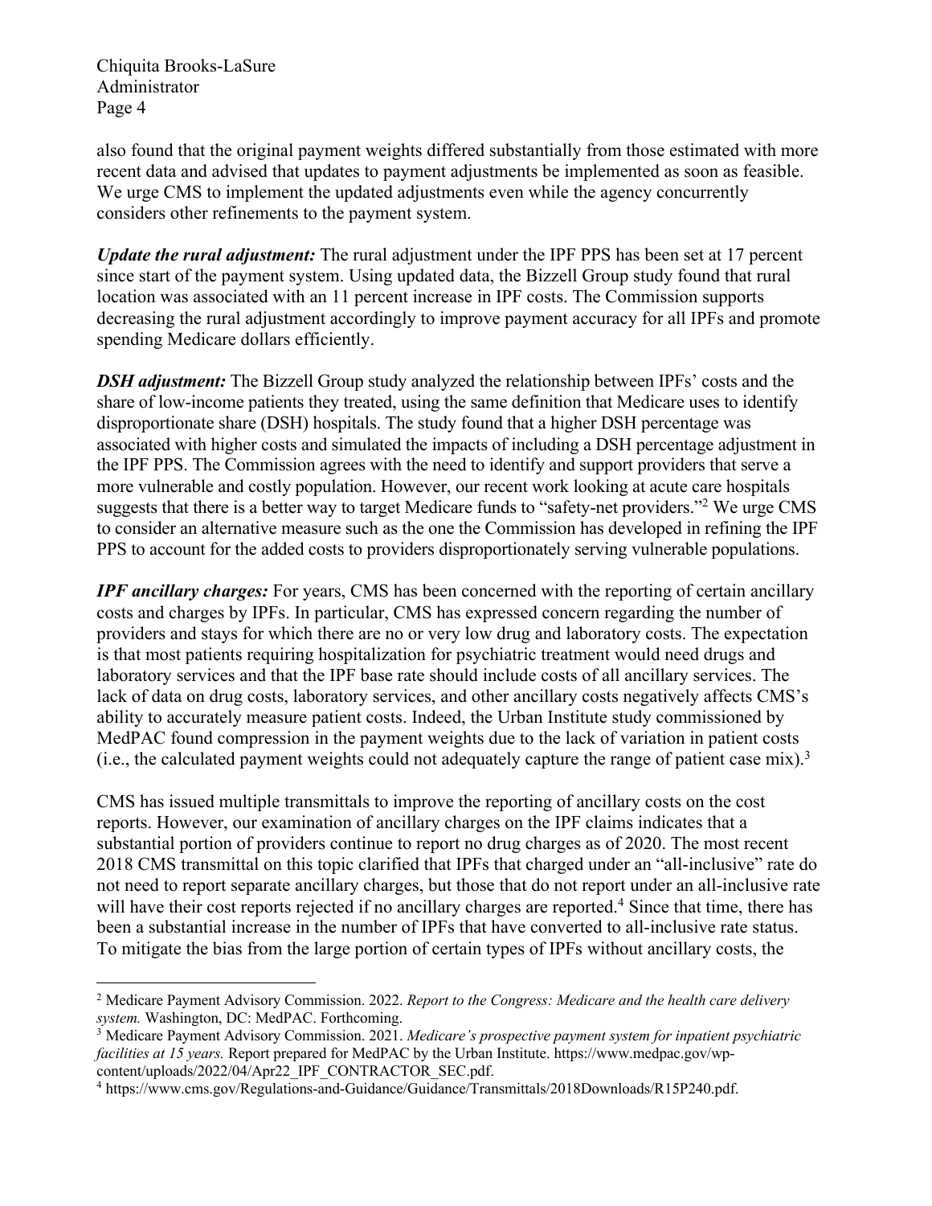also found that the original payment weights differed substantially from those estimated with more recent data and advised that updates to payment adjustments be implemented as soon as feasible. We urge CMS to implement the updated adjustments even while the agency concurrently considers other refinements to the payment system.

***Update the rural adjustment:*** The rural adjustment under the IPF PPS has been set at 17 percent since start of the payment system. Using updated data, the Bizzell Group study found that rural location was associated with an 11 percent increase in IPF costs. The Commission supports decreasing the rural adjustment accordingly to improve payment accuracy for all IPFs and promote spending Medicare dollars efficiently.

***DSH adjustment:*** The Bizzell Group study analyzed the relationship between IPFs' costs and the share of low-income patients they treated, using the same definition that Medicare uses to identify disproportionate share (DSH) hospitals. The study found that a higher DSH percentage was associated with higher costs and simulated the impacts of including a DSH percentage adjustment in the IPF PPS. The Commission agrees with the need to identify and support providers that serve a more vulnerable and costly population. However, our recent work looking at acute care hospitals suggests that there is a better way to target Medicare funds to "safety-net providers."[2] We urge CMS to consider an alternative measure such as the one the Commission has developed in refining the IPF PPS to account for the added costs to providers disproportionately serving vulnerable populations.

***IPF ancillary charges:*** For years, CMS has been concerned with the reporting of certain ancillary costs and charges by IPFs. In particular, CMS has expressed concern regarding the number of providers and stays for which there are no or very low drug and laboratory costs. The expectation is that most patients requiring hospitalization for psychiatric treatment would need drugs and laboratory services and that the IPF base rate should include costs of all ancillary services. The lack of data on drug costs, laboratory services, and other ancillary costs negatively affects CMS's ability to accurately measure patient costs. Indeed, the Urban Institute study commissioned by MedPAC found compression in the payment weights due to the lack of variation in patient costs (i.e., the calculated payment weights could not adequately capture the range of patient case mix).[3]

CMS has issued multiple transmittals to improve the reporting of ancillary costs on the cost reports. However, our examination of ancillary charges on the IPF claims indicates that a substantial portion of providers continue to report no drug charges as of 2020. The most recent 2018 CMS transmittal on this topic clarified that IPFs that charged under an "all-inclusive" rate do not need to report separate ancillary charges, but those that do not report under an all-inclusive rate will have their cost reports rejected if no ancillary charges are reported.[4] Since that time, there has been a substantial increase in the number of IPFs that have converted to all-inclusive rate status. To mitigate the bias from the large portion of certain types of IPFs without ancillary costs, the

---

[2] Medicare Payment Advisory Commission. 2022. *Report to the Congress: Medicare and the health care delivery system.* Washington, DC: MedPAC. Forthcoming.

[3] Medicare Payment Advisory Commission. 2021. *Medicare's prospective payment system for inpatient psychiatric facilities at 15 years.* Report prepared for MedPAC by the Urban Institute. https://www.medpac.gov/wp-content/uploads/2022/04/Apr22_IPF_CONTRACTOR_SEC.pdf.

[4] https://www.cms.gov/Regulations-and-Guidance/Guidance/Transmittals/2018Downloads/R15P240.pdf.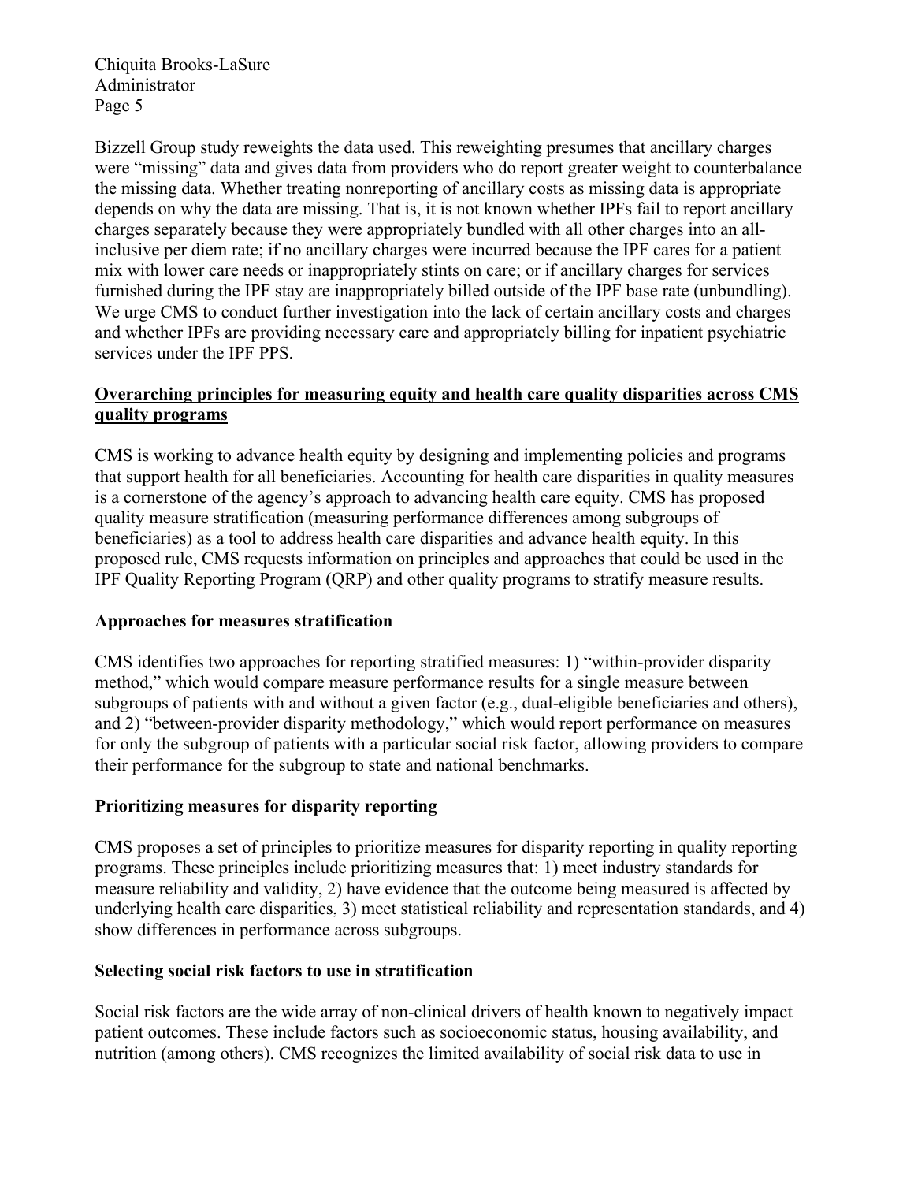Bizzell Group study reweights the data used. This reweighting presumes that ancillary charges were "missing" data and gives data from providers who do report greater weight to counterbalance the missing data. Whether treating nonreporting of ancillary costs as missing data is appropriate depends on why the data are missing. That is, it is not known whether IPFs fail to report ancillary charges separately because they were appropriately bundled with all other charges into an all-inclusive per diem rate; if no ancillary charges were incurred because the IPF cares for a patient mix with lower care needs or inappropriately stints on care; or if ancillary charges for services furnished during the IPF stay are inappropriately billed outside of the IPF base rate (unbundling). We urge CMS to conduct further investigation into the lack of certain ancillary costs and charges and whether IPFs are providing necessary care and appropriately billing for inpatient psychiatric services under the IPF PPS.

## Overarching principles for measuring equity and health care quality disparities across CMS quality programs

CMS is working to advance health equity by designing and implementing policies and programs that support health for all beneficiaries. Accounting for health care disparities in quality measures is a cornerstone of the agency's approach to advancing health care equity. CMS has proposed quality measure stratification (measuring performance differences among subgroups of beneficiaries) as a tool to address health care disparities and advance health equity. In this proposed rule, CMS requests information on principles and approaches that could be used in the IPF Quality Reporting Program (QRP) and other quality programs to stratify measure results.

### Approaches for measures stratification

CMS identifies two approaches for reporting stratified measures: 1) "within-provider disparity method," which would compare measure performance results for a single measure between subgroups of patients with and without a given factor (e.g., dual-eligible beneficiaries and others), and 2) "between-provider disparity methodology," which would report performance on measures for only the subgroup of patients with a particular social risk factor, allowing providers to compare their performance for the subgroup to state and national benchmarks.

### Prioritizing measures for disparity reporting

CMS proposes a set of principles to prioritize measures for disparity reporting in quality reporting programs. These principles include prioritizing measures that: 1) meet industry standards for measure reliability and validity, 2) have evidence that the outcome being measured is affected by underlying health care disparities, 3) meet statistical reliability and representation standards, and 4) show differences in performance across subgroups.

### Selecting social risk factors to use in stratification

Social risk factors are the wide array of non-clinical drivers of health known to negatively impact patient outcomes. These include factors such as socioeconomic status, housing availability, and nutrition (among others). CMS recognizes the limited availability of social risk data to use in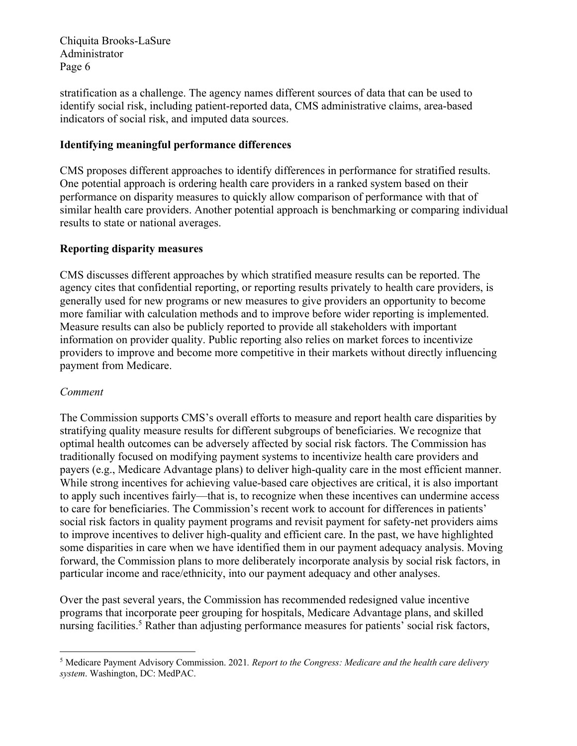stratification as a challenge. The agency names different sources of data that can be used to identify social risk, including patient-reported data, CMS administrative claims, area-based indicators of social risk, and imputed data sources.

**Identifying meaningful performance differences**

CMS proposes different approaches to identify differences in performance for stratified results. One potential approach is ordering health care providers in a ranked system based on their performance on disparity measures to quickly allow comparison of performance with that of similar health care providers. Another potential approach is benchmarking or comparing individual results to state or national averages.

**Reporting disparity measures**

CMS discusses different approaches by which stratified measure results can be reported. The agency cites that confidential reporting, or reporting results privately to health care providers, is generally used for new programs or new measures to give providers an opportunity to become more familiar with calculation methods and to improve before wider reporting is implemented. Measure results can also be publicly reported to provide all stakeholders with important information on provider quality. Public reporting also relies on market forces to incentivize providers to improve and become more competitive in their markets without directly influencing payment from Medicare.

*Comment*

The Commission supports CMS's overall efforts to measure and report health care disparities by stratifying quality measure results for different subgroups of beneficiaries. We recognize that optimal health outcomes can be adversely affected by social risk factors. The Commission has traditionally focused on modifying payment systems to incentivize health care providers and payers (e.g., Medicare Advantage plans) to deliver high-quality care in the most efficient manner. While strong incentives for achieving value-based care objectives are critical, it is also important to apply such incentives fairly—that is, to recognize when these incentives can undermine access to care for beneficiaries. The Commission's recent work to account for differences in patients' social risk factors in quality payment programs and revisit payment for safety-net providers aims to improve incentives to deliver high-quality and efficient care. In the past, we have highlighted some disparities in care when we have identified them in our payment adequacy analysis. Moving forward, the Commission plans to more deliberately incorporate analysis by social risk factors, in particular income and race/ethnicity, into our payment adequacy and other analyses.

Over the past several years, the Commission has recommended redesigned value incentive programs that incorporate peer grouping for hospitals, Medicare Advantage plans, and skilled nursing facilities.[5] Rather than adjusting performance measures for patients' social risk factors,

[5] Medicare Payment Advisory Commission. 2021. *Report to the Congress: Medicare and the health care delivery system*. Washington, DC: MedPAC.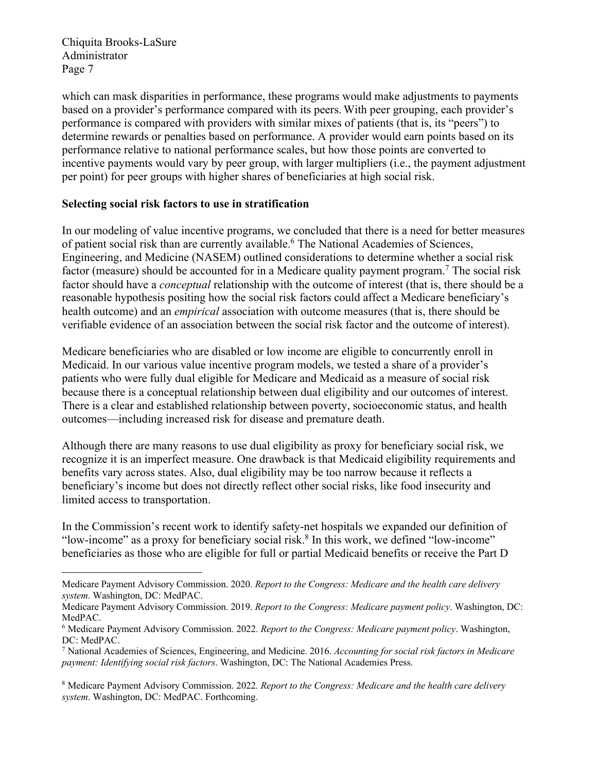which can mask disparities in performance, these programs would make adjustments to payments based on a provider's performance compared with its peers. With peer grouping, each provider's performance is compared with providers with similar mixes of patients (that is, its "peers") to determine rewards or penalties based on performance. A provider would earn points based on its performance relative to national performance scales, but how those points are converted to incentive payments would vary by peer group, with larger multipliers (i.e., the payment adjustment per point) for peer groups with higher shares of beneficiaries at high social risk.

**Selecting social risk factors to use in stratification**

In our modeling of value incentive programs, we concluded that there is a need for better measures of patient social risk than are currently available.[6] The National Academies of Sciences, Engineering, and Medicine (NASEM) outlined considerations to determine whether a social risk factor (measure) should be accounted for in a Medicare quality payment program.[7] The social risk factor should have a *conceptual* relationship with the outcome of interest (that is, there should be a reasonable hypothesis positing how the social risk factors could affect a Medicare beneficiary's health outcome) and an *empirical* association with outcome measures (that is, there should be verifiable evidence of an association between the social risk factor and the outcome of interest).

Medicare beneficiaries who are disabled or low income are eligible to concurrently enroll in Medicaid. In our various value incentive program models, we tested a share of a provider's patients who were fully dual eligible for Medicare and Medicaid as a measure of social risk because there is a conceptual relationship between dual eligibility and our outcomes of interest. There is a clear and established relationship between poverty, socioeconomic status, and health outcomes—including increased risk for disease and premature death.

Although there are many reasons to use dual eligibility as proxy for beneficiary social risk, we recognize it is an imperfect measure. One drawback is that Medicaid eligibility requirements and benefits vary across states. Also, dual eligibility may be too narrow because it reflects a beneficiary's income but does not directly reflect other social risks, like food insecurity and limited access to transportation.

In the Commission's recent work to identify safety-net hospitals we expanded our definition of "low-income" as a proxy for beneficiary social risk.[8] In this work, we defined "low-income" beneficiaries as those who are eligible for full or partial Medicaid benefits or receive the Part D

---

Medicare Payment Advisory Commission. 2020. *Report to the Congress: Medicare and the health care delivery system*. Washington, DC: MedPAC.

Medicare Payment Advisory Commission. 2019. *Report to the Congress: Medicare payment policy*. Washington, DC: MedPAC.

[6] Medicare Payment Advisory Commission. 2022. *Report to the Congress: Medicare payment policy*. Washington, DC: MedPAC.

[7] National Academies of Sciences, Engineering, and Medicine. 2016. *Accounting for social risk factors in Medicare payment: Identifying social risk factors*. Washington, DC: The National Academies Press.

[8] Medicare Payment Advisory Commission. 2022. *Report to the Congress: Medicare and the health care delivery system*. Washington, DC: MedPAC. Forthcoming.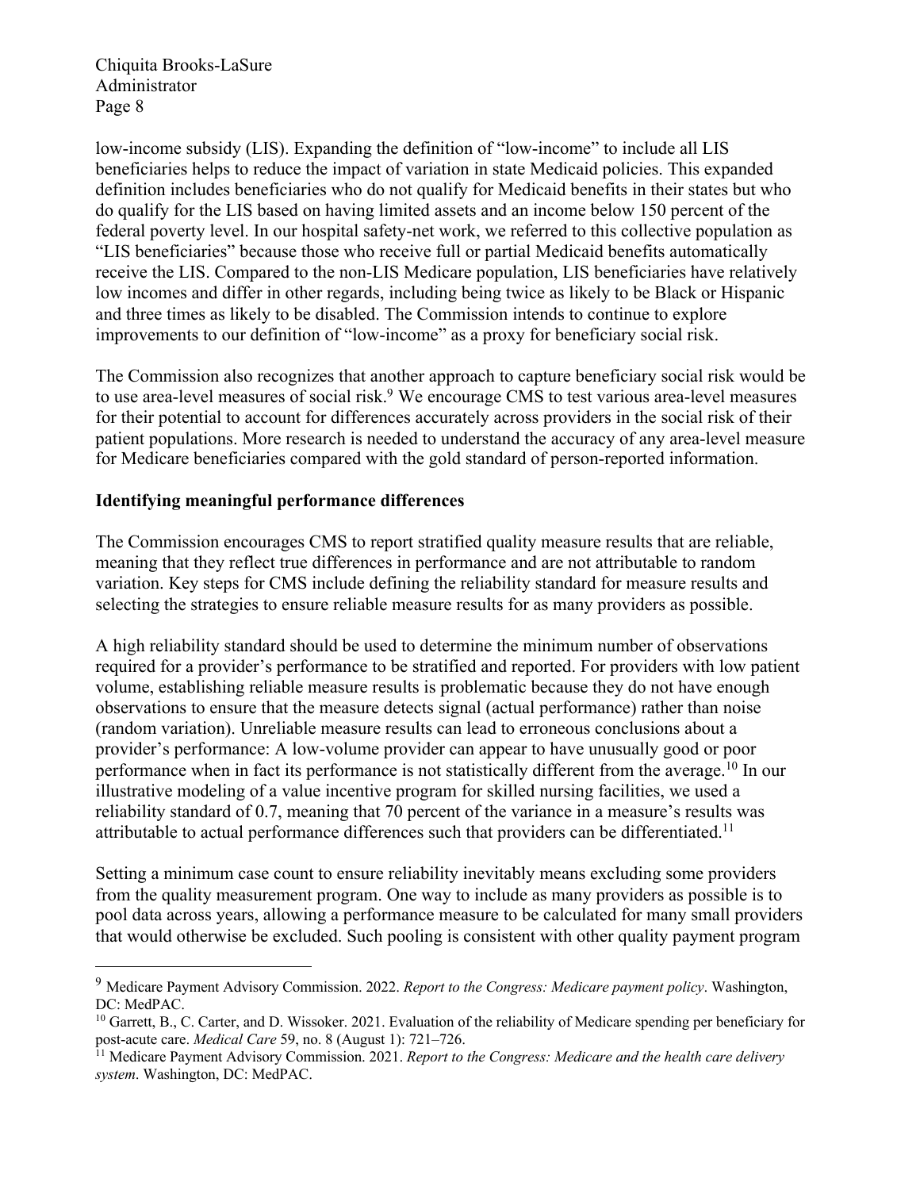low-income subsidy (LIS). Expanding the definition of "low-income" to include all LIS beneficiaries helps to reduce the impact of variation in state Medicaid policies. This expanded definition includes beneficiaries who do not qualify for Medicaid benefits in their states but who do qualify for the LIS based on having limited assets and an income below 150 percent of the federal poverty level. In our hospital safety-net work, we referred to this collective population as "LIS beneficiaries" because those who receive full or partial Medicaid benefits automatically receive the LIS. Compared to the non-LIS Medicare population, LIS beneficiaries have relatively low incomes and differ in other regards, including being twice as likely to be Black or Hispanic and three times as likely to be disabled. The Commission intends to continue to explore improvements to our definition of "low-income" as a proxy for beneficiary social risk.

The Commission also recognizes that another approach to capture beneficiary social risk would be to use area-level measures of social risk.[9] We encourage CMS to test various area-level measures for their potential to account for differences accurately across providers in the social risk of their patient populations. More research is needed to understand the accuracy of any area-level measure for Medicare beneficiaries compared with the gold standard of person-reported information.

**Identifying meaningful performance differences**

The Commission encourages CMS to report stratified quality measure results that are reliable, meaning that they reflect true differences in performance and are not attributable to random variation. Key steps for CMS include defining the reliability standard for measure results and selecting the strategies to ensure reliable measure results for as many providers as possible.

A high reliability standard should be used to determine the minimum number of observations required for a provider's performance to be stratified and reported. For providers with low patient volume, establishing reliable measure results is problematic because they do not have enough observations to ensure that the measure detects signal (actual performance) rather than noise (random variation). Unreliable measure results can lead to erroneous conclusions about a provider's performance: A low-volume provider can appear to have unusually good or poor performance when in fact its performance is not statistically different from the average.[10] In our illustrative modeling of a value incentive program for skilled nursing facilities, we used a reliability standard of 0.7, meaning that 70 percent of the variance in a measure's results was attributable to actual performance differences such that providers can be differentiated.[11]

Setting a minimum case count to ensure reliability inevitably means excluding some providers from the quality measurement program. One way to include as many providers as possible is to pool data across years, allowing a performance measure to be calculated for many small providers that would otherwise be excluded. Such pooling is consistent with other quality payment program

---

[9] Medicare Payment Advisory Commission. 2022. *Report to the Congress: Medicare payment policy*. Washington, DC: MedPAC.

[10] Garrett, B., C. Carter, and D. Wissoker. 2021. Evaluation of the reliability of Medicare spending per beneficiary for post-acute care. *Medical Care* 59, no. 8 (August 1): 721–726.

[11] Medicare Payment Advisory Commission. 2021. *Report to the Congress: Medicare and the health care delivery system*. Washington, DC: MedPAC.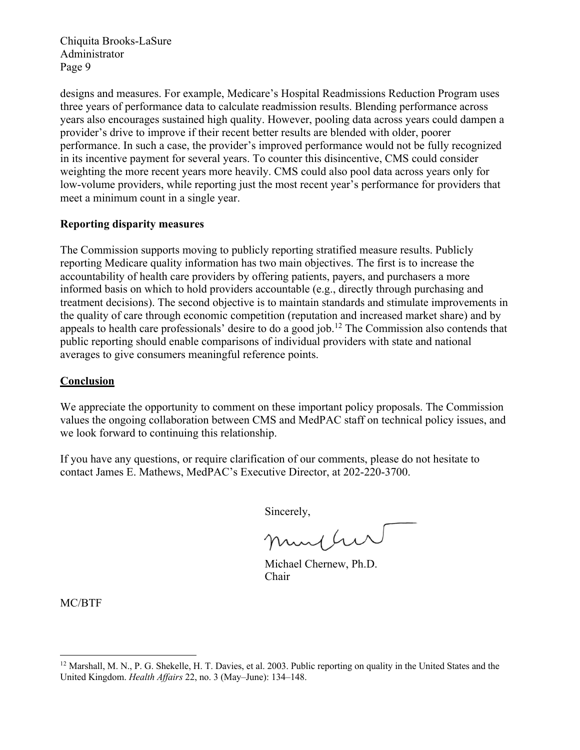designs and measures. For example, Medicare's Hospital Readmissions Reduction Program uses three years of performance data to calculate readmission results. Blending performance across years also encourages sustained high quality. However, pooling data across years could dampen a provider's drive to improve if their recent better results are blended with older, poorer performance. In such a case, the provider's improved performance would not be fully recognized in its incentive payment for several years. To counter this disincentive, CMS could consider weighting the more recent years more heavily. CMS could also pool data across years only for low-volume providers, while reporting just the most recent year's performance for providers that meet a minimum count in a single year.

**Reporting disparity measures**

The Commission supports moving to publicly reporting stratified measure results. Publicly reporting Medicare quality information has two main objectives. The first is to increase the accountability of health care providers by offering patients, payers, and purchasers a more informed basis on which to hold providers accountable (e.g., directly through purchasing and treatment decisions). The second objective is to maintain standards and stimulate improvements in the quality of care through economic competition (reputation and increased market share) and by appeals to health care professionals' desire to do a good job.[12] The Commission also contends that public reporting should enable comparisons of individual providers with state and national averages to give consumers meaningful reference points.

**Conclusion**

We appreciate the opportunity to comment on these important policy proposals. The Commission values the ongoing collaboration between CMS and MedPAC staff on technical policy issues, and we look forward to continuing this relationship.

If you have any questions, or require clarification of our comments, please do not hesitate to contact James E. Mathews, MedPAC's Executive Director, at 202-220-3700.

Sincerely,

Michael Chernew, Ph.D.
Chair

MC/BTF

---

[12] Marshall, M. N., P. G. Shekelle, H. T. Davies, et al. 2003. Public reporting on quality in the United States and the United Kingdom. *Health Affairs* 22, no. 3 (May–June): 134–148.